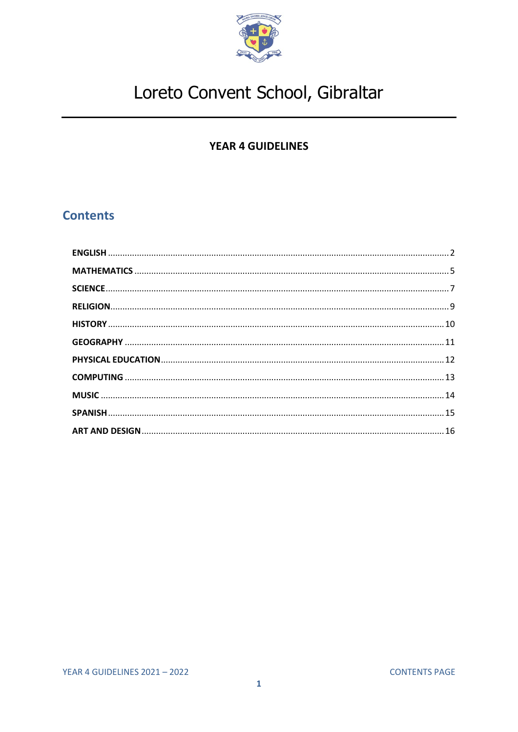# Loreto Convent School, Gibraltar

## YEAR 4 GUIDELINES

## Contents

| | |
|---|---|
| **ENGLISH** | 2 |
| **MATHEMATICS** | 5 |
| **SCIENCE** | 7 |
| **RELIGION** | 9 |
| **HISTORY** | 10 |
| **GEOGRAPHY** | 11 |
| **PHYSICAL EDUCATION** | 12 |
| **COMPUTING** | 13 |
| **MUSIC** | 14 |
| **SPANISH** | 15 |
| **ART AND DESIGN** | 16 |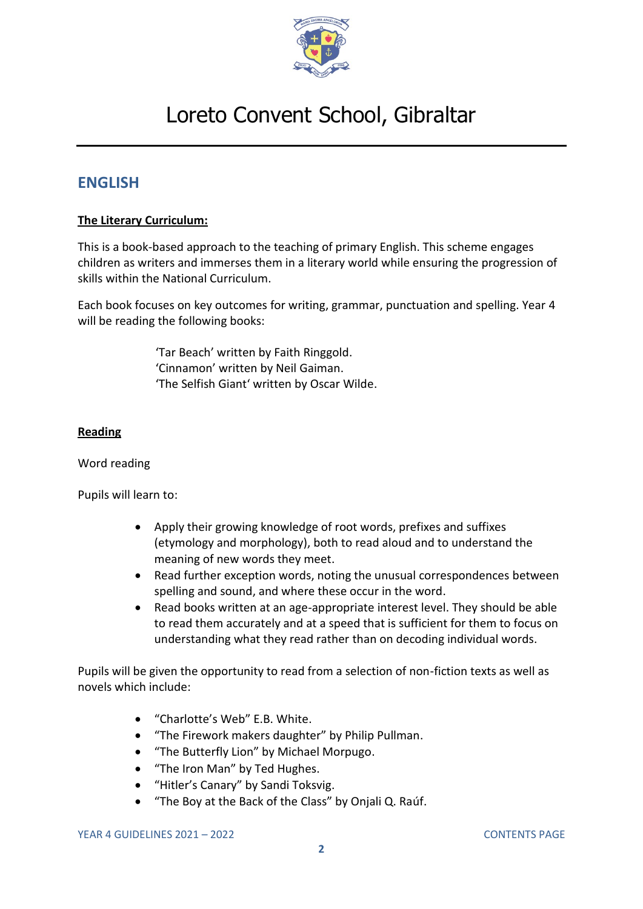# Loreto Convent School, Gibraltar

## ENGLISH

**The Literary Curriculum:**

This is a book-based approach to the teaching of primary English. This scheme engages children as writers and immerses them in a literary world while ensuring the progression of skills within the National Curriculum.

Each book focuses on key outcomes for writing, grammar, punctuation and spelling. Year 4 will be reading the following books:

'Tar Beach' written by Faith Ringgold.
'Cinnamon' written by Neil Gaiman.
'The Selfish Giant' written by Oscar Wilde.

**Reading**

Word reading

Pupils will learn to:

- Apply their growing knowledge of root words, prefixes and suffixes (etymology and morphology), both to read aloud and to understand the meaning of new words they meet.
- Read further exception words, noting the unusual correspondences between spelling and sound, and where these occur in the word.
- Read books written at an age-appropriate interest level. They should be able to read them accurately and at a speed that is sufficient for them to focus on understanding what they read rather than on decoding individual words.

Pupils will be given the opportunity to read from a selection of non-fiction texts as well as novels which include:

- "Charlotte's Web" E.B. White.
- "The Firework makers daughter" by Philip Pullman.
- "The Butterfly Lion" by Michael Morpugo.
- "The Iron Man" by Ted Hughes.
- "Hitler's Canary" by Sandi Toksvig.
- "The Boy at the Back of the Class" by Onjali Q. Raúf.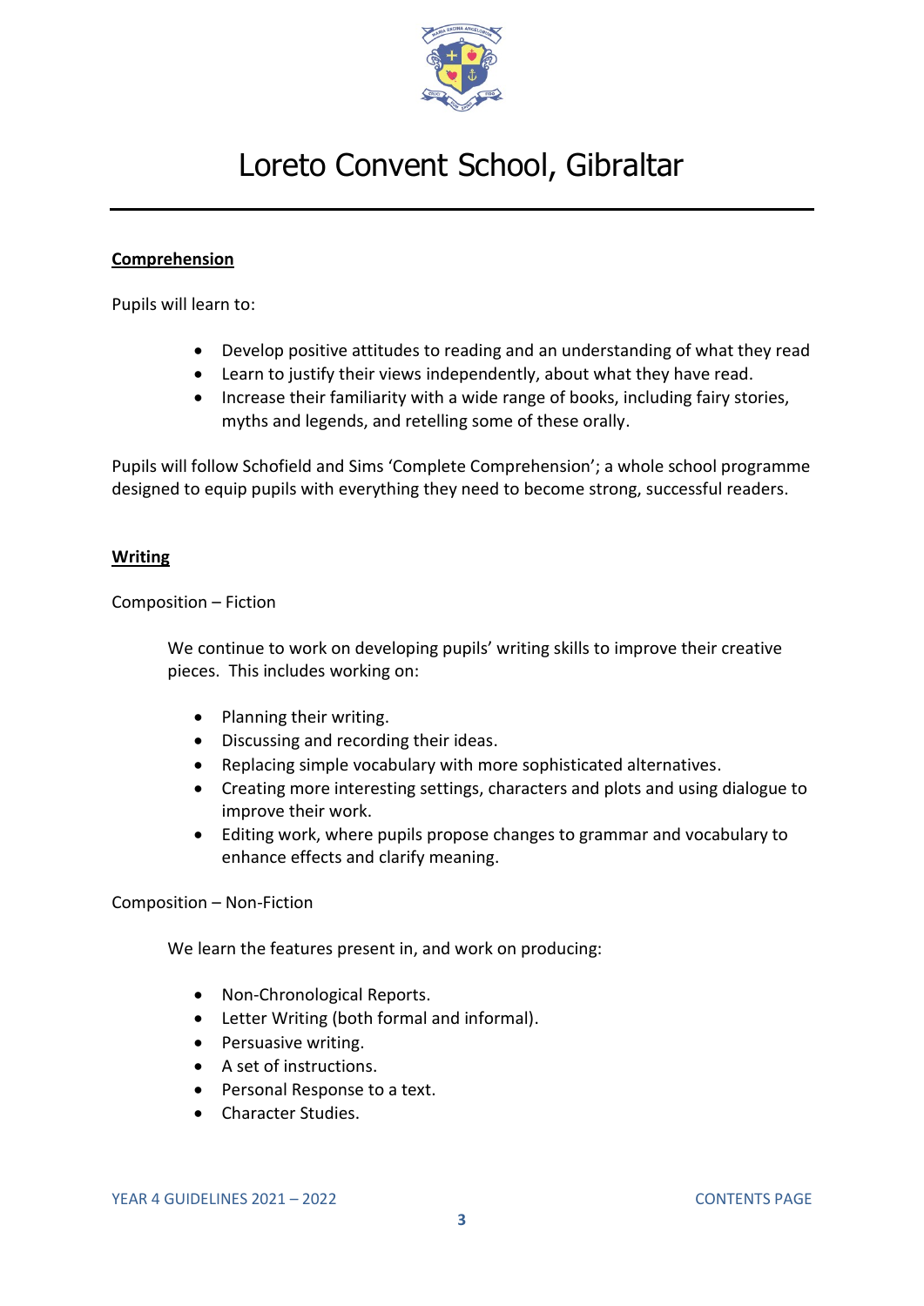# Loreto Convent School, Gibraltar

**Comprehension**

Pupils will learn to:

- Develop positive attitudes to reading and an understanding of what they read
- Learn to justify their views independently, about what they have read.
- Increase their familiarity with a wide range of books, including fairy stories, myths and legends, and retelling some of these orally.

Pupils will follow Schofield and Sims 'Complete Comprehension'; a whole school programme designed to equip pupils with everything they need to become strong, successful readers.

**Writing**

Composition – Fiction

We continue to work on developing pupils' writing skills to improve their creative pieces. This includes working on:

- Planning their writing.
- Discussing and recording their ideas.
- Replacing simple vocabulary with more sophisticated alternatives.
- Creating more interesting settings, characters and plots and using dialogue to improve their work.
- Editing work, where pupils propose changes to grammar and vocabulary to enhance effects and clarify meaning.

Composition – Non-Fiction

We learn the features present in, and work on producing:

- Non-Chronological Reports.
- Letter Writing (both formal and informal).
- Persuasive writing.
- A set of instructions.
- Personal Response to a text.
- Character Studies.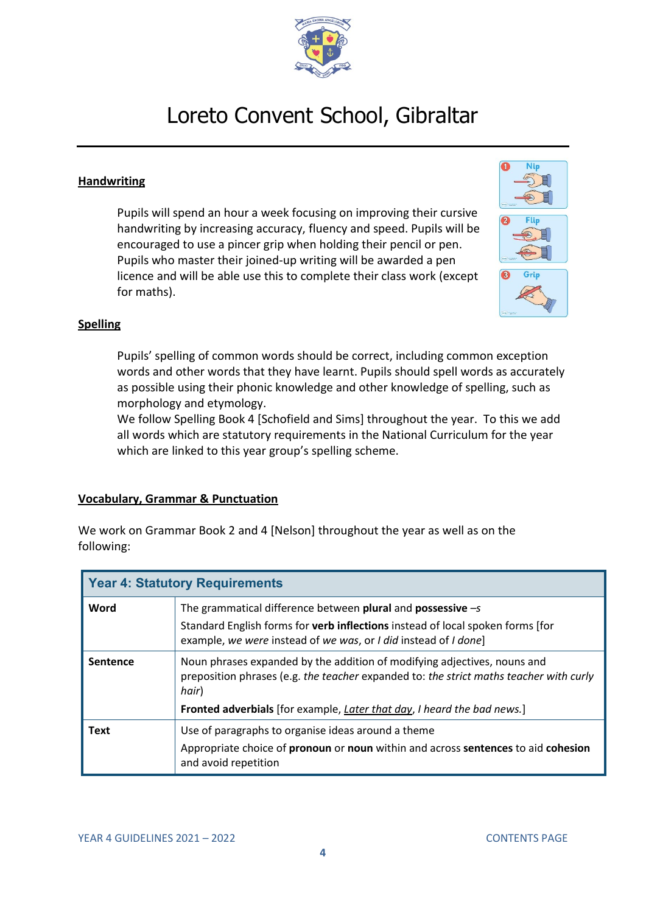# Loreto Convent School, Gibraltar

## Handwriting

Pupils will spend an hour a week focusing on improving their cursive handwriting by increasing accuracy, fluency and speed. Pupils will be encouraged to use a pincer grip when holding their pencil or pen. Pupils who master their joined-up writing will be awarded a pen licence and will be able use this to complete their class work (except for maths).

## Spelling

Pupils' spelling of common words should be correct, including common exception words and other words that they have learnt. Pupils should spell words as accurately as possible using their phonic knowledge and other knowledge of spelling, such as morphology and etymology.

We follow Spelling Book 4 [Schofield and Sims] throughout the year. To this we add all words which are statutory requirements in the National Curriculum for the year which are linked to this year group's spelling scheme.

## Vocabulary, Grammar & Punctuation

We work on Grammar Book 2 and 4 [Nelson] throughout the year as well as on the following:

| Year 4: Statutory Requirements | |
|---|---|
| **Word** | The grammatical difference between **plural** and **possessive** *–s*<br>Standard English forms for **verb inflections** instead of local spoken forms [for example, *we were* instead of *we was*, or *I did* instead of *I done*] |
| **Sentence** | Noun phrases expanded by the addition of modifying adjectives, nouns and preposition phrases (e.g. *the teacher* expanded to: *the strict maths teacher with curly hair*)<br>**Fronted adverbials** [for example, *Later that day*, *I heard the bad news.*] |
| **Text** | Use of paragraphs to organise ideas around a theme<br>Appropriate choice of **pronoun** or **noun** within and across **sentences** to aid **cohesion** and avoid repetition |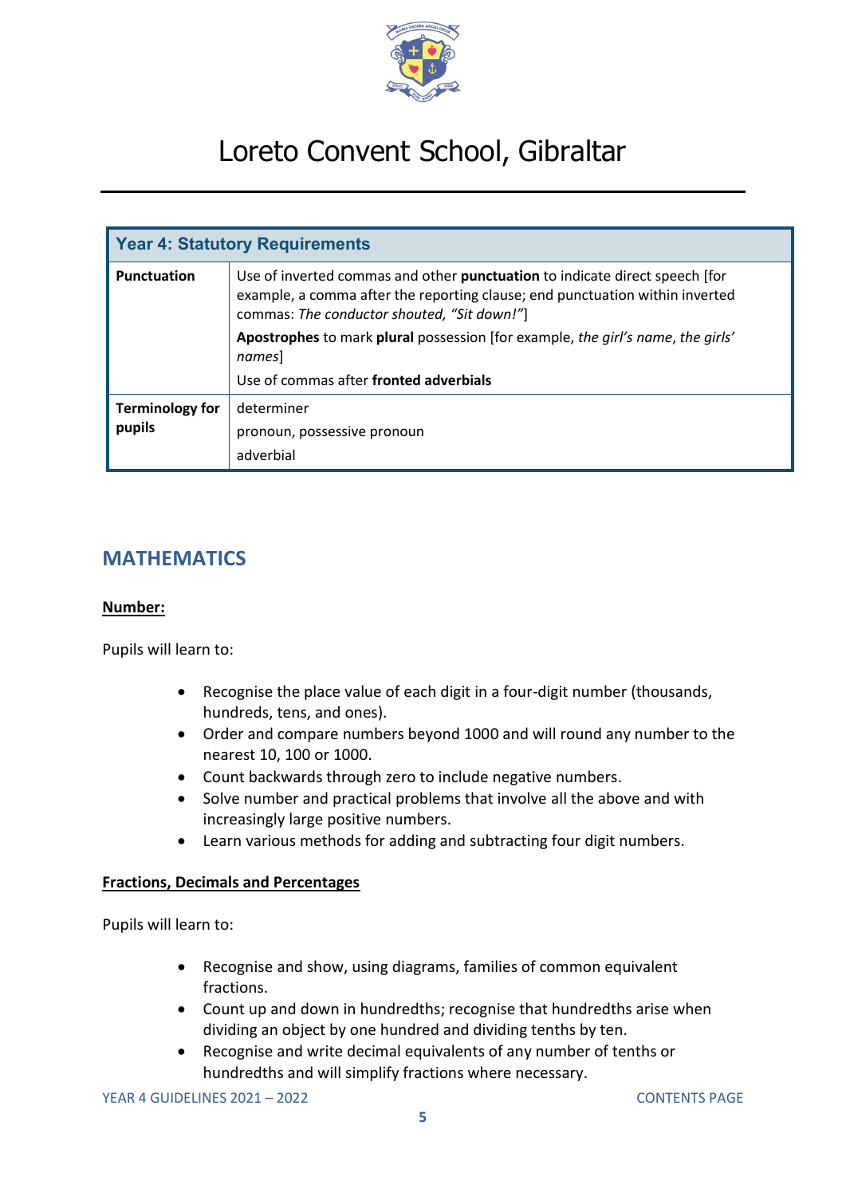# Loreto Convent School, Gibraltar

| Year 4: Statutory Requirements | |
|---|---|
| **Punctuation** | Use of inverted commas and other **punctuation** to indicate direct speech [for example, a comma after the reporting clause; end punctuation within inverted commas: *The conductor shouted, "Sit down!"*] <br> **Apostrophes** to mark **plural** possession [for example, *the girl's name*, *the girls' names*] <br> Use of commas after **fronted adverbials** |
| **Terminology for pupils** | determiner <br> pronoun, possessive pronoun <br> adverbial |

## MATHEMATICS

**Number:**

Pupils will learn to:

- Recognise the place value of each digit in a four-digit number (thousands, hundreds, tens, and ones).
- Order and compare numbers beyond 1000 and will round any number to the nearest 10, 100 or 1000.
- Count backwards through zero to include negative numbers.
- Solve number and practical problems that involve all the above and with increasingly large positive numbers.
- Learn various methods for adding and subtracting four digit numbers.

**Fractions, Decimals and Percentages**

Pupils will learn to:

- Recognise and show, using diagrams, families of common equivalent fractions.
- Count up and down in hundredths; recognise that hundredths arise when dividing an object by one hundred and dividing tenths by ten.
- Recognise and write decimal equivalents of any number of tenths or hundredths and will simplify fractions where necessary.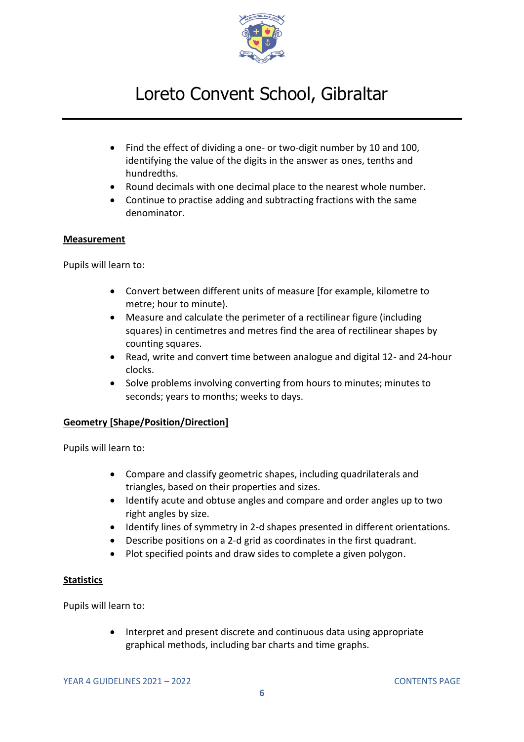- Find the effect of dividing a one- or two-digit number by 10 and 100, identifying the value of the digits in the answer as ones, tenths and hundredths.
- Round decimals with one decimal place to the nearest whole number.
- Continue to practise adding and subtracting fractions with the same denominator.

**Measurement**

Pupils will learn to:

- Convert between different units of measure [for example, kilometre to metre; hour to minute).
- Measure and calculate the perimeter of a rectilinear figure (including squares) in centimetres and metres find the area of rectilinear shapes by counting squares.
- Read, write and convert time between analogue and digital 12- and 24-hour clocks.
- Solve problems involving converting from hours to minutes; minutes to seconds; years to months; weeks to days.

**Geometry [Shape/Position/Direction]**

Pupils will learn to:

- Compare and classify geometric shapes, including quadrilaterals and triangles, based on their properties and sizes.
- Identify acute and obtuse angles and compare and order angles up to two right angles by size.
- Identify lines of symmetry in 2-d shapes presented in different orientations.
- Describe positions on a 2-d grid as coordinates in the first quadrant.
- Plot specified points and draw sides to complete a given polygon.

**Statistics**

Pupils will learn to:

- Interpret and present discrete and continuous data using appropriate graphical methods, including bar charts and time graphs.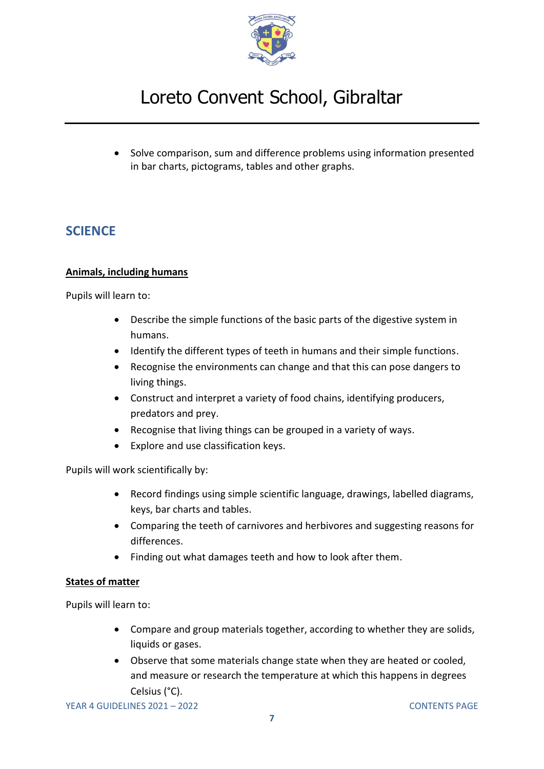- Solve comparison, sum and difference problems using information presented in bar charts, pictograms, tables and other graphs.

## SCIENCE

**Animals, including humans**

Pupils will learn to:

- Describe the simple functions of the basic parts of the digestive system in humans.
- Identify the different types of teeth in humans and their simple functions.
- Recognise the environments can change and that this can pose dangers to living things.
- Construct and interpret a variety of food chains, identifying producers, predators and prey.
- Recognise that living things can be grouped in a variety of ways.
- Explore and use classification keys.

Pupils will work scientifically by:

- Record findings using simple scientific language, drawings, labelled diagrams, keys, bar charts and tables.
- Comparing the teeth of carnivores and herbivores and suggesting reasons for differences.
- Finding out what damages teeth and how to look after them.

**States of matter**

Pupils will learn to:

- Compare and group materials together, according to whether they are solids, liquids or gases.
- Observe that some materials change state when they are heated or cooled, and measure or research the temperature at which this happens in degrees Celsius (°C).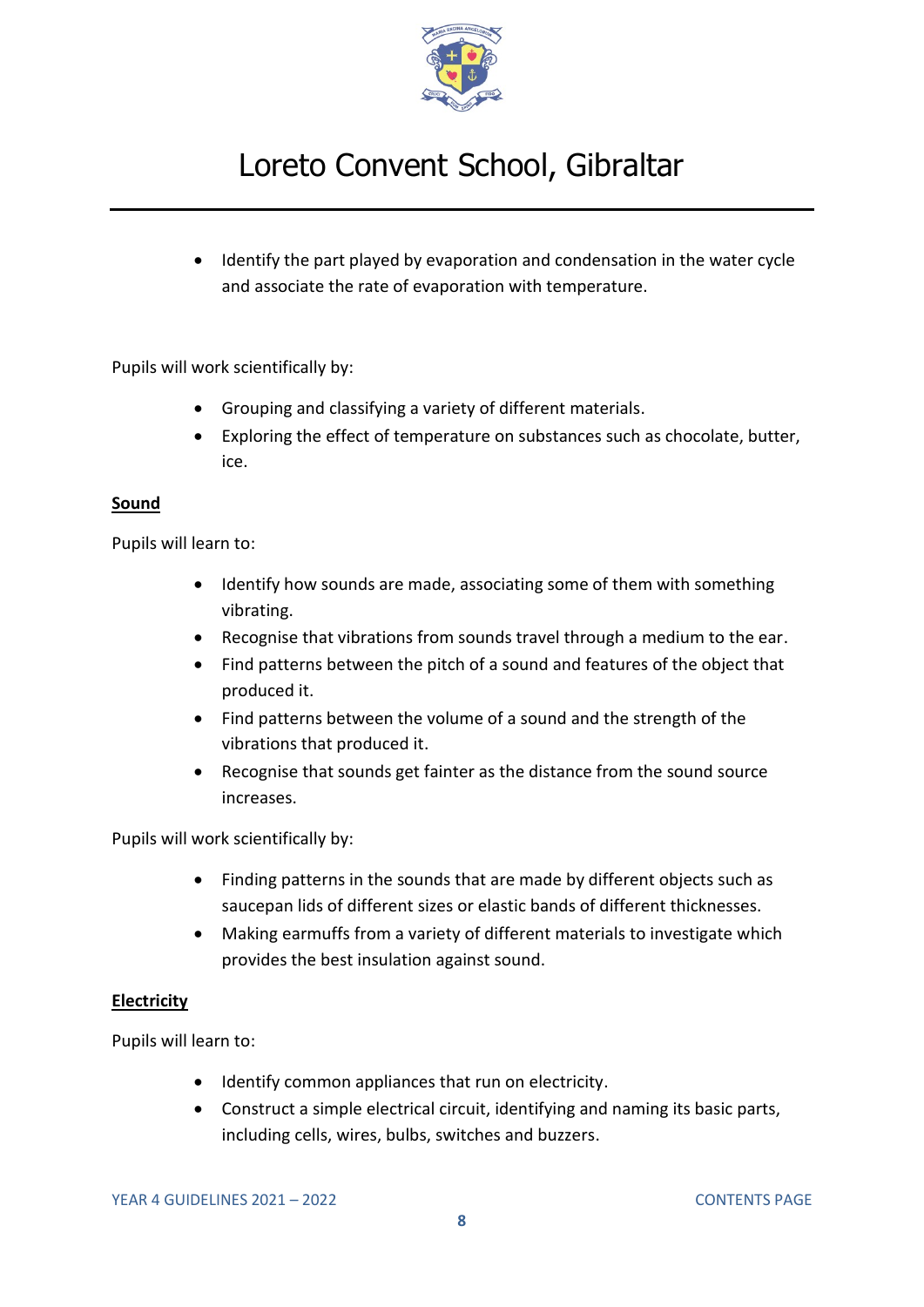- Identify the part played by evaporation and condensation in the water cycle and associate the rate of evaporation with temperature.

Pupils will work scientifically by:

- Grouping and classifying a variety of different materials.
- Exploring the effect of temperature on substances such as chocolate, butter, ice.

**Sound**

Pupils will learn to:

- Identify how sounds are made, associating some of them with something vibrating.
- Recognise that vibrations from sounds travel through a medium to the ear.
- Find patterns between the pitch of a sound and features of the object that produced it.
- Find patterns between the volume of a sound and the strength of the vibrations that produced it.
- Recognise that sounds get fainter as the distance from the sound source increases.

Pupils will work scientifically by:

- Finding patterns in the sounds that are made by different objects such as saucepan lids of different sizes or elastic bands of different thicknesses.
- Making earmuffs from a variety of different materials to investigate which provides the best insulation against sound.

**Electricity**

Pupils will learn to:

- Identify common appliances that run on electricity.
- Construct a simple electrical circuit, identifying and naming its basic parts, including cells, wires, bulbs, switches and buzzers.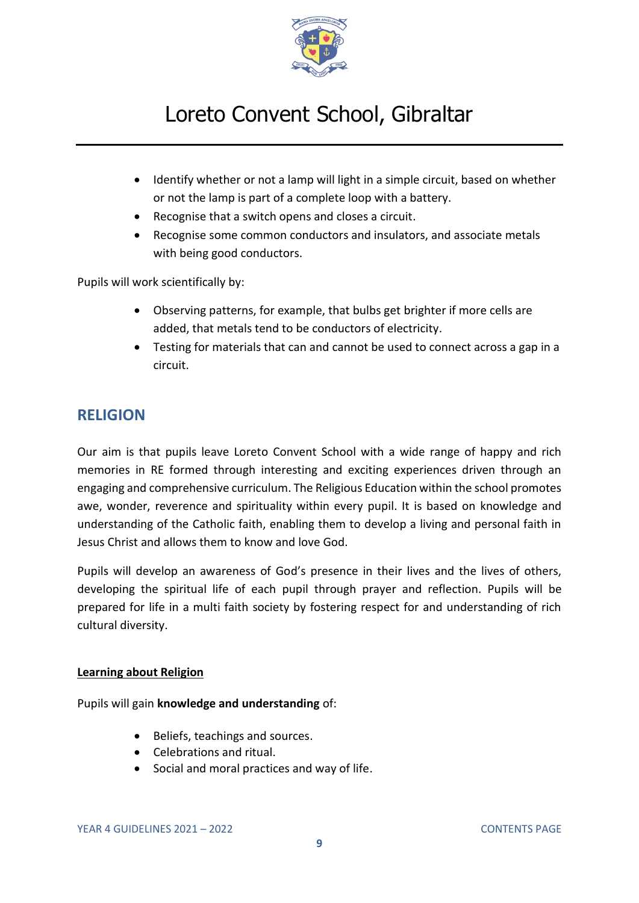- Identify whether or not a lamp will light in a simple circuit, based on whether or not the lamp is part of a complete loop with a battery.
- Recognise that a switch opens and closes a circuit.
- Recognise some common conductors and insulators, and associate metals with being good conductors.

Pupils will work scientifically by:

- Observing patterns, for example, that bulbs get brighter if more cells are added, that metals tend to be conductors of electricity.
- Testing for materials that can and cannot be used to connect across a gap in a circuit.

## RELIGION

Our aim is that pupils leave Loreto Convent School with a wide range of happy and rich memories in RE formed through interesting and exciting experiences driven through an engaging and comprehensive curriculum. The Religious Education within the school promotes awe, wonder, reverence and spirituality within every pupil. It is based on knowledge and understanding of the Catholic faith, enabling them to develop a living and personal faith in Jesus Christ and allows them to know and love God.

Pupils will develop an awareness of God's presence in their lives and the lives of others, developing the spiritual life of each pupil through prayer and reflection. Pupils will be prepared for life in a multi faith society by fostering respect for and understanding of rich cultural diversity.

**Learning about Religion**

Pupils will gain **knowledge and understanding** of:

- Beliefs, teachings and sources.
- Celebrations and ritual.
- Social and moral practices and way of life.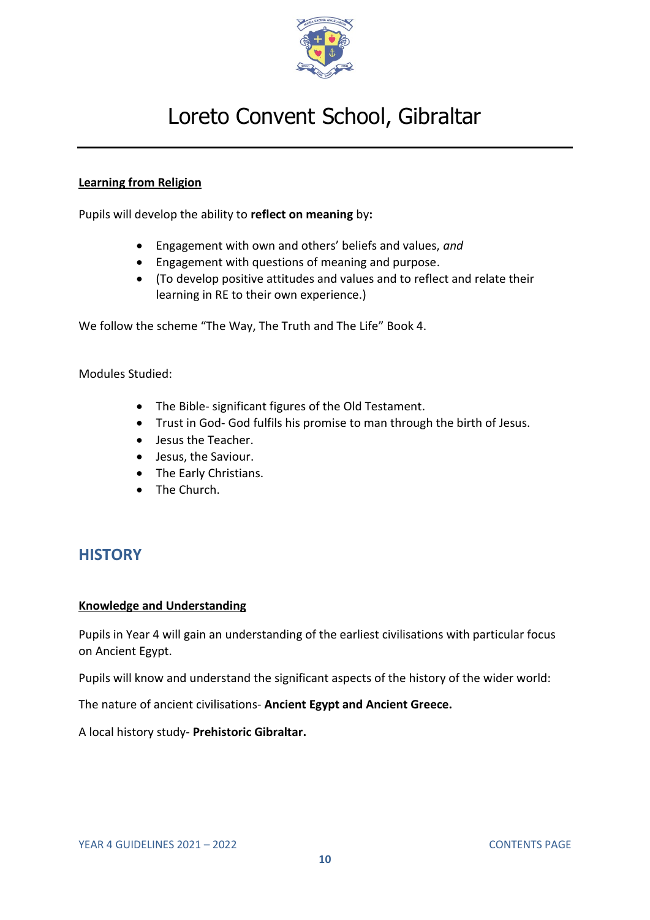**Learning from Religion**

Pupils will develop the ability to **reflect on meaning** by**:**

- Engagement with own and others' beliefs and values, *and*
- Engagement with questions of meaning and purpose.
- (To develop positive attitudes and values and to reflect and relate their learning in RE to their own experience.)

We follow the scheme "The Way, The Truth and The Life" Book 4.

Modules Studied:

- The Bible- significant figures of the Old Testament.
- Trust in God- God fulfils his promise to man through the birth of Jesus.
- Jesus the Teacher.
- Jesus, the Saviour.
- The Early Christians.
- The Church.

## HISTORY

**Knowledge and Understanding**

Pupils in Year 4 will gain an understanding of the earliest civilisations with particular focus on Ancient Egypt.

Pupils will know and understand the significant aspects of the history of the wider world:

The nature of ancient civilisations- **Ancient Egypt and Ancient Greece.**

A local history study- **Prehistoric Gibraltar.**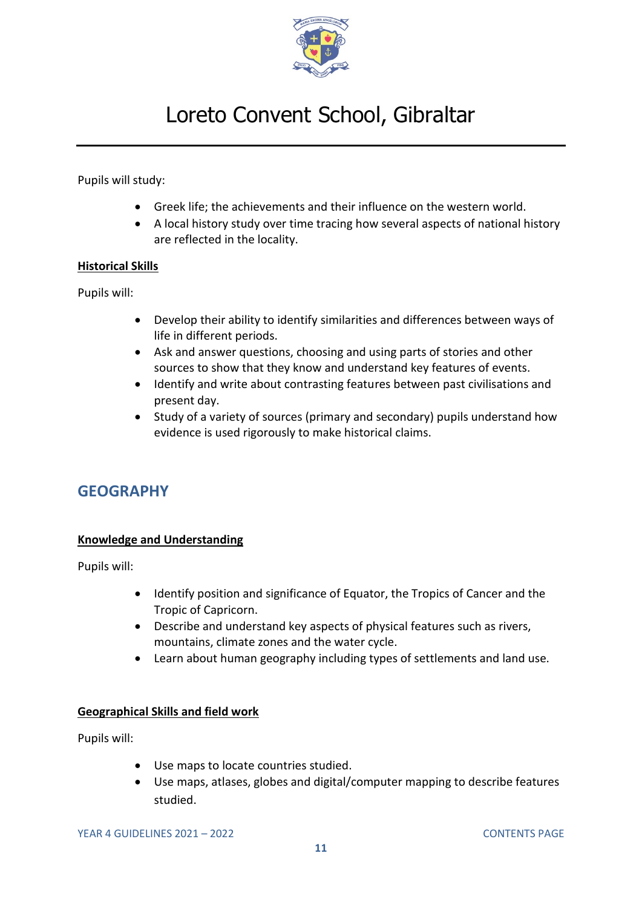Pupils will study:

- Greek life; the achievements and their influence on the western world.
- A local history study over time tracing how several aspects of national history are reflected in the locality.

**Historical Skills**

Pupils will:

- Develop their ability to identify similarities and differences between ways of life in different periods.
- Ask and answer questions, choosing and using parts of stories and other sources to show that they know and understand key features of events.
- Identify and write about contrasting features between past civilisations and present day.
- Study of a variety of sources (primary and secondary) pupils understand how evidence is used rigorously to make historical claims.

## GEOGRAPHY

**Knowledge and Understanding**

Pupils will:

- Identify position and significance of Equator, the Tropics of Cancer and the Tropic of Capricorn.
- Describe and understand key aspects of physical features such as rivers, mountains, climate zones and the water cycle.
- Learn about human geography including types of settlements and land use.

**Geographical Skills and field work**

Pupils will:

- Use maps to locate countries studied.
- Use maps, atlases, globes and digital/computer mapping to describe features studied.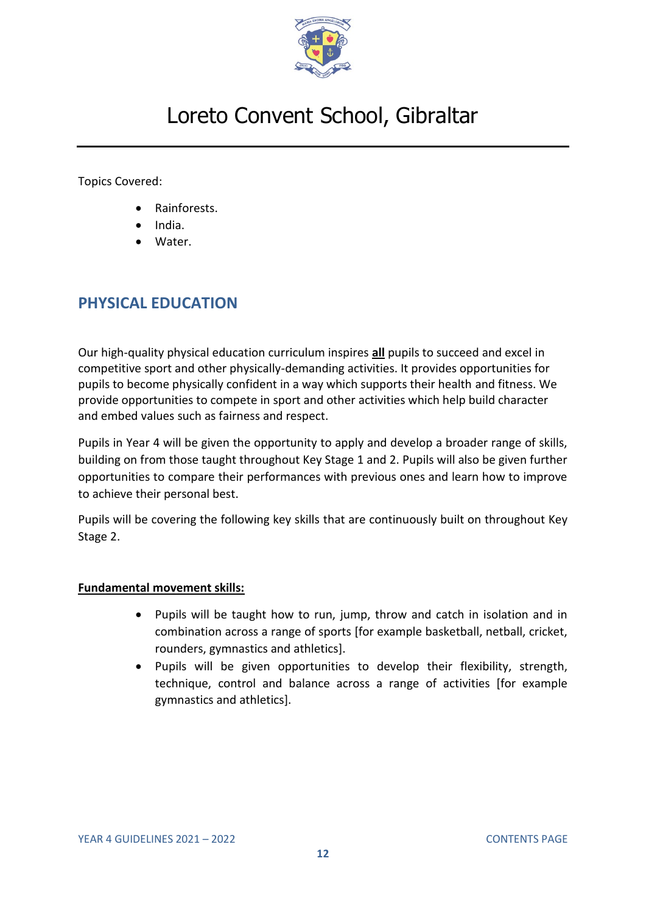Topics Covered:

- Rainforests.
- India.
- Water.

## PHYSICAL EDUCATION

Our high-quality physical education curriculum inspires **all** pupils to succeed and excel in competitive sport and other physically-demanding activities. It provides opportunities for pupils to become physically confident in a way which supports their health and fitness. We provide opportunities to compete in sport and other activities which help build character and embed values such as fairness and respect.

Pupils in Year 4 will be given the opportunity to apply and develop a broader range of skills, building on from those taught throughout Key Stage 1 and 2. Pupils will also be given further opportunities to compare their performances with previous ones and learn how to improve to achieve their personal best.

Pupils will be covering the following key skills that are continuously built on throughout Key Stage 2.

**Fundamental movement skills:**

- Pupils will be taught how to run, jump, throw and catch in isolation and in combination across a range of sports [for example basketball, netball, cricket, rounders, gymnastics and athletics].
- Pupils will be given opportunities to develop their flexibility, strength, technique, control and balance across a range of activities [for example gymnastics and athletics].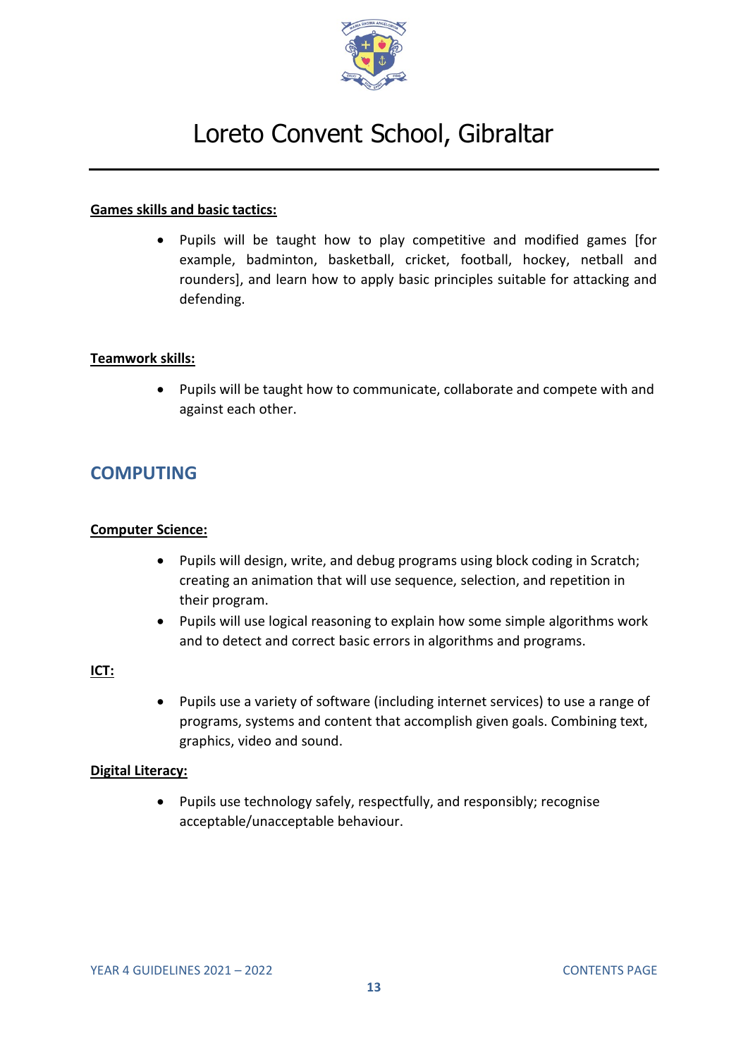**Games skills and basic tactics:**

- Pupils will be taught how to play competitive and modified games [for example, badminton, basketball, cricket, football, hockey, netball and rounders], and learn how to apply basic principles suitable for attacking and defending.

**Teamwork skills:**

- Pupils will be taught how to communicate, collaborate and compete with and against each other.

## COMPUTING

**Computer Science:**

- Pupils will design, write, and debug programs using block coding in Scratch; creating an animation that will use sequence, selection, and repetition in their program.
- Pupils will use logical reasoning to explain how some simple algorithms work and to detect and correct basic errors in algorithms and programs.

**ICT:**

- Pupils use a variety of software (including internet services) to use a range of programs, systems and content that accomplish given goals. Combining text, graphics, video and sound.

**Digital Literacy:**

- Pupils use technology safely, respectfully, and responsibly; recognise acceptable/unacceptable behaviour.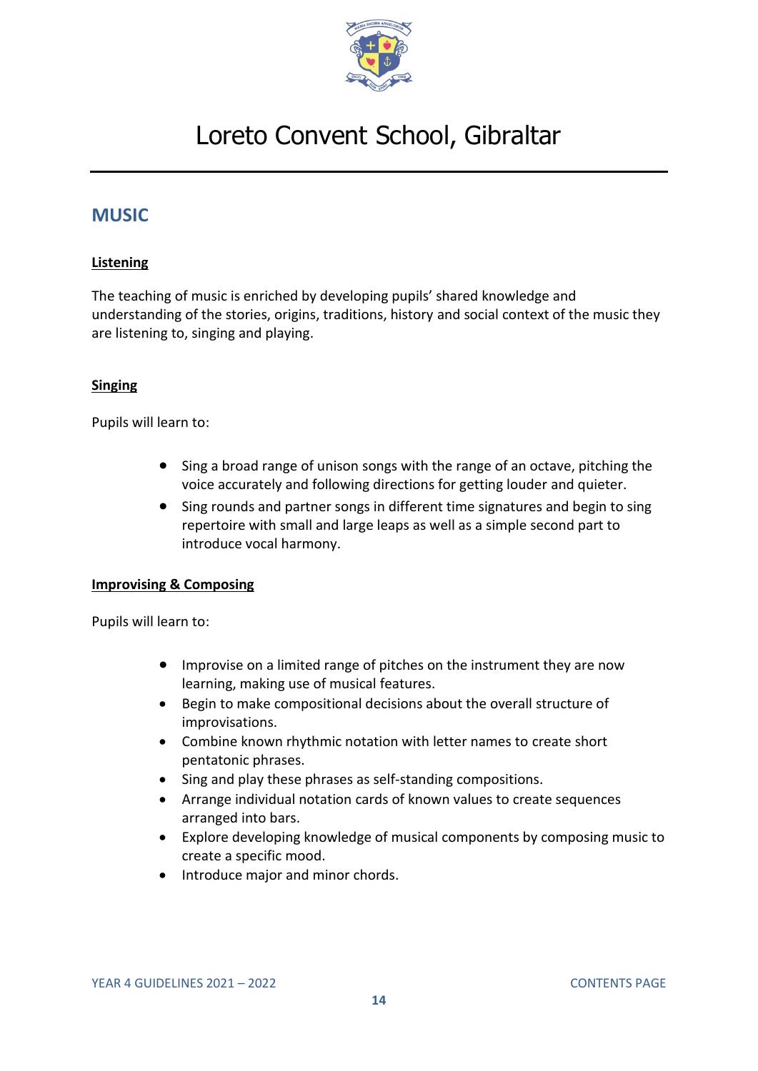# Loreto Convent School, Gibraltar

## MUSIC

**Listening**

The teaching of music is enriched by developing pupils' shared knowledge and understanding of the stories, origins, traditions, history and social context of the music they are listening to, singing and playing.

**Singing**

Pupils will learn to:

- Sing a broad range of unison songs with the range of an octave, pitching the voice accurately and following directions for getting louder and quieter.
- Sing rounds and partner songs in different time signatures and begin to sing repertoire with small and large leaps as well as a simple second part to introduce vocal harmony.

**Improvising & Composing**

Pupils will learn to:

- Improvise on a limited range of pitches on the instrument they are now learning, making use of musical features.
- Begin to make compositional decisions about the overall structure of improvisations.
- Combine known rhythmic notation with letter names to create short pentatonic phrases.
- Sing and play these phrases as self-standing compositions.
- Arrange individual notation cards of known values to create sequences arranged into bars.
- Explore developing knowledge of musical components by composing music to create a specific mood.
- Introduce major and minor chords.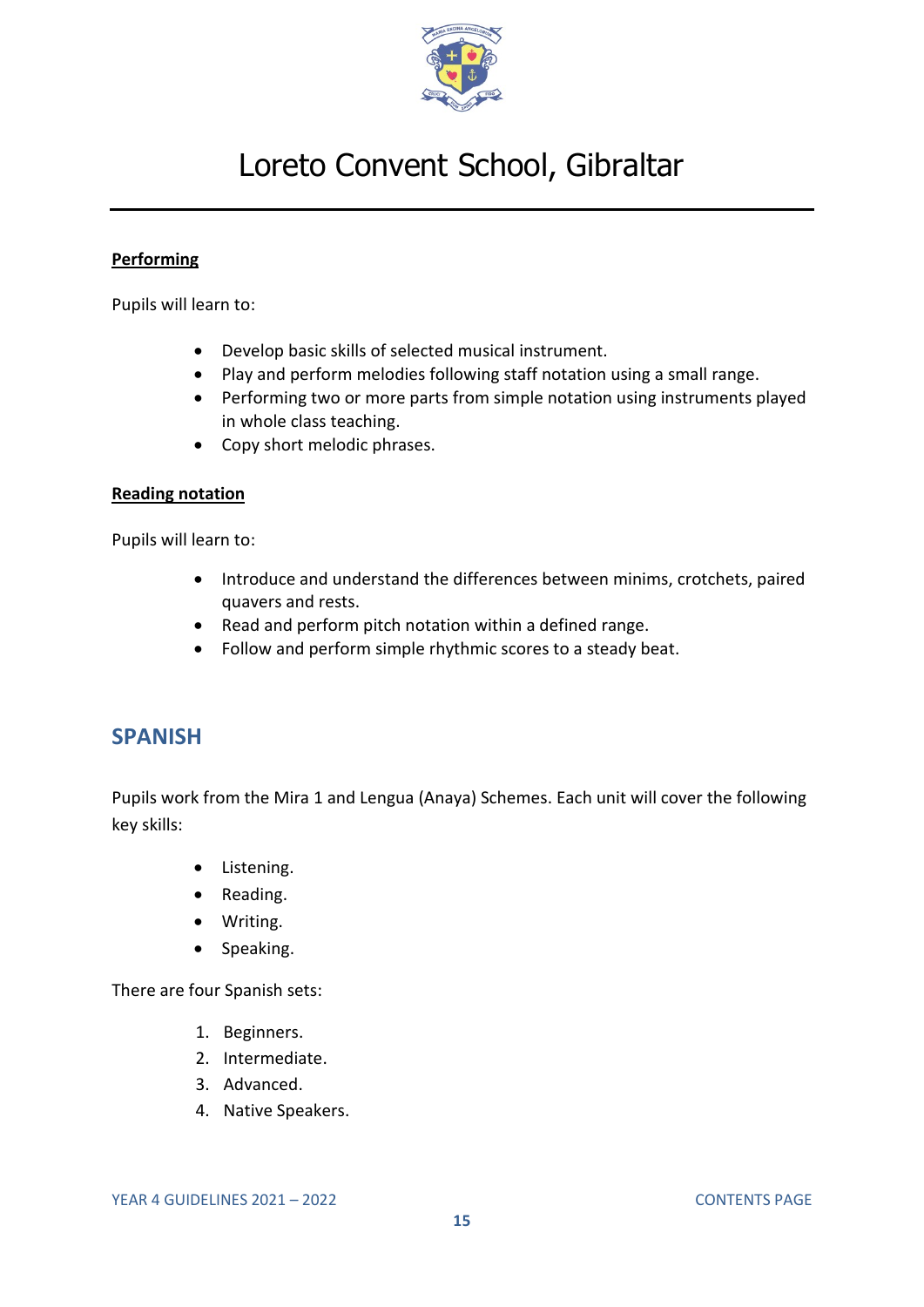**Performing**

Pupils will learn to:

- Develop basic skills of selected musical instrument.
- Play and perform melodies following staff notation using a small range.
- Performing two or more parts from simple notation using instruments played in whole class teaching.
- Copy short melodic phrases.

**Reading notation**

Pupils will learn to:

- Introduce and understand the differences between minims, crotchets, paired quavers and rests.
- Read and perform pitch notation within a defined range.
- Follow and perform simple rhythmic scores to a steady beat.

## SPANISH

Pupils work from the Mira 1 and Lengua (Anaya) Schemes. Each unit will cover the following key skills:

- Listening.
- Reading.
- Writing.
- Speaking.

There are four Spanish sets:

1. Beginners.
2. Intermediate.
3. Advanced.
4. Native Speakers.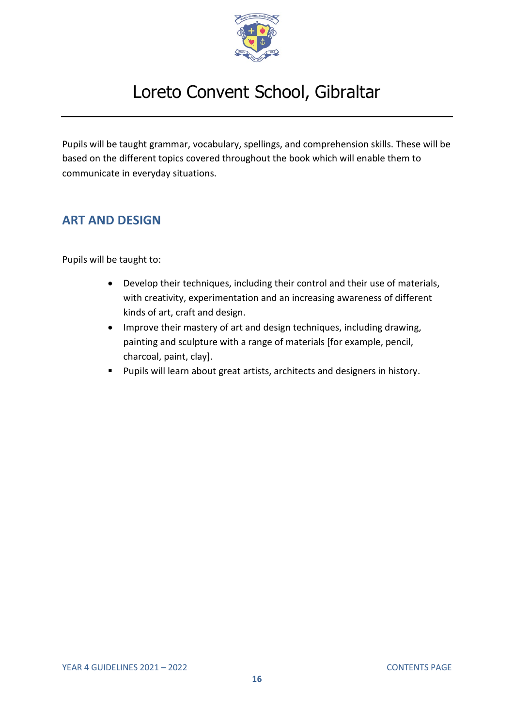Pupils will be taught grammar, vocabulary, spellings, and comprehension skills. These will be based on the different topics covered throughout the book which will enable them to communicate in everyday situations.

## ART AND DESIGN

Pupils will be taught to:

- Develop their techniques, including their control and their use of materials, with creativity, experimentation and an increasing awareness of different kinds of art, craft and design.
- Improve their mastery of art and design techniques, including drawing, painting and sculpture with a range of materials [for example, pencil, charcoal, paint, clay].
- Pupils will learn about great artists, architects and designers in history.